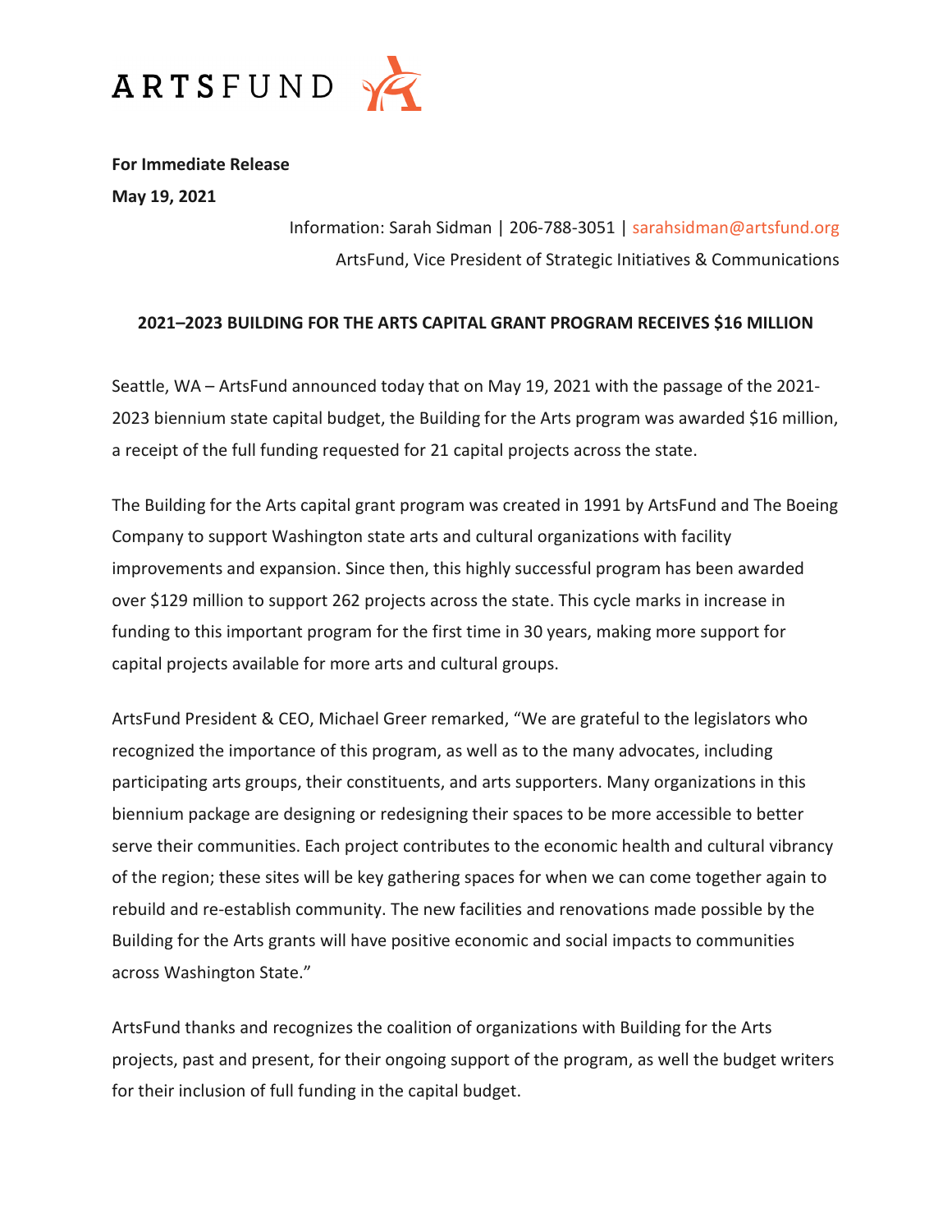ARTSFUND

**For Immediate Release**
**May 19, 2021**

Information: Sarah Sidman | 206-788-3051 | sarahsidman@artsfund.org
ArtsFund, Vice President of Strategic Initiatives & Communications

**2021–2023 BUILDING FOR THE ARTS CAPITAL GRANT PROGRAM RECEIVES $16 MILLION**

Seattle, WA – ArtsFund announced today that on May 19, 2021 with the passage of the 2021-2023 biennium state capital budget, the Building for the Arts program was awarded $16 million, a receipt of the full funding requested for 21 capital projects across the state.

The Building for the Arts capital grant program was created in 1991 by ArtsFund and The Boeing Company to support Washington state arts and cultural organizations with facility improvements and expansion. Since then, this highly successful program has been awarded over $129 million to support 262 projects across the state. This cycle marks in increase in funding to this important program for the first time in 30 years, making more support for capital projects available for more arts and cultural groups.

ArtsFund President & CEO, Michael Greer remarked, "We are grateful to the legislators who recognized the importance of this program, as well as to the many advocates, including participating arts groups, their constituents, and arts supporters. Many organizations in this biennium package are designing or redesigning their spaces to be more accessible to better serve their communities. Each project contributes to the economic health and cultural vibrancy of the region; these sites will be key gathering spaces for when we can come together again to rebuild and re-establish community. The new facilities and renovations made possible by the Building for the Arts grants will have positive economic and social impacts to communities across Washington State."

ArtsFund thanks and recognizes the coalition of organizations with Building for the Arts projects, past and present, for their ongoing support of the program, as well the budget writers for their inclusion of full funding in the capital budget.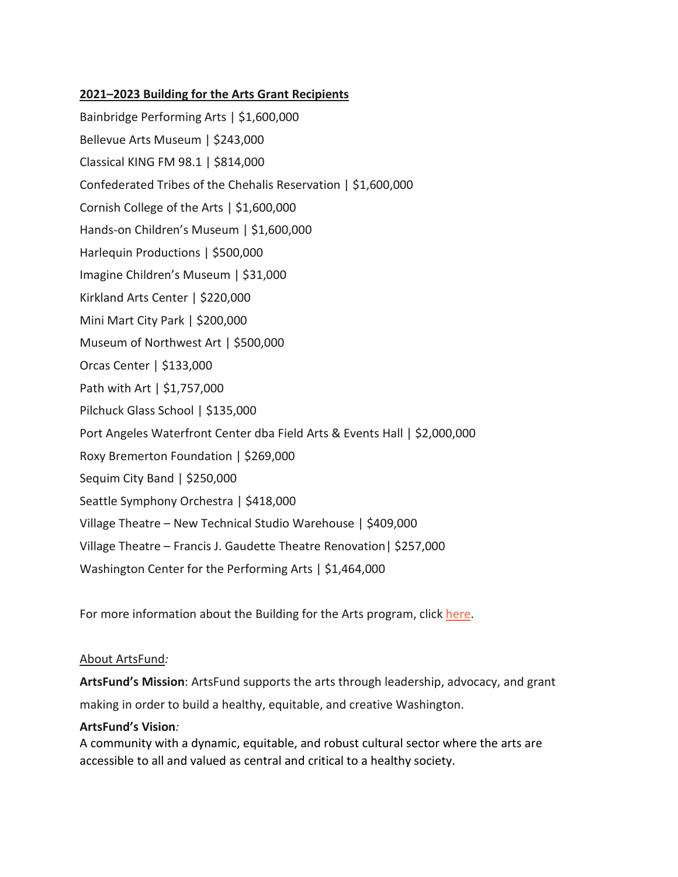**2021–2023 Building for the Arts Grant Recipients**

Bainbridge Performing Arts | $1,600,000

Bellevue Arts Museum | $243,000

Classical KING FM 98.1 | $814,000

Confederated Tribes of the Chehalis Reservation | $1,600,000

Cornish College of the Arts | $1,600,000

Hands-on Children's Museum | $1,600,000

Harlequin Productions | $500,000

Imagine Children's Museum | $31,000

Kirkland Arts Center | $220,000

Mini Mart City Park | $200,000

Museum of Northwest Art | $500,000

Orcas Center | $133,000

Path with Art | $1,757,000

Pilchuck Glass School | $135,000

Port Angeles Waterfront Center dba Field Arts & Events Hall | $2,000,000

Roxy Bremerton Foundation | $269,000

Sequim City Band | $250,000

Seattle Symphony Orchestra | $418,000

Village Theatre – New Technical Studio Warehouse | $409,000

Village Theatre – Francis J. Gaudette Theatre Renovation| $257,000

Washington Center for the Performing Arts | $1,464,000

For more information about the Building for the Arts program, click here.

About ArtsFund*:*

**ArtsFund's Mission**: ArtsFund supports the arts through leadership, advocacy, and grant making in order to build a healthy, equitable, and creative Washington.

**ArtsFund's Vision***:*
A community with a dynamic, equitable, and robust cultural sector where the arts are accessible to all and valued as central and critical to a healthy society.